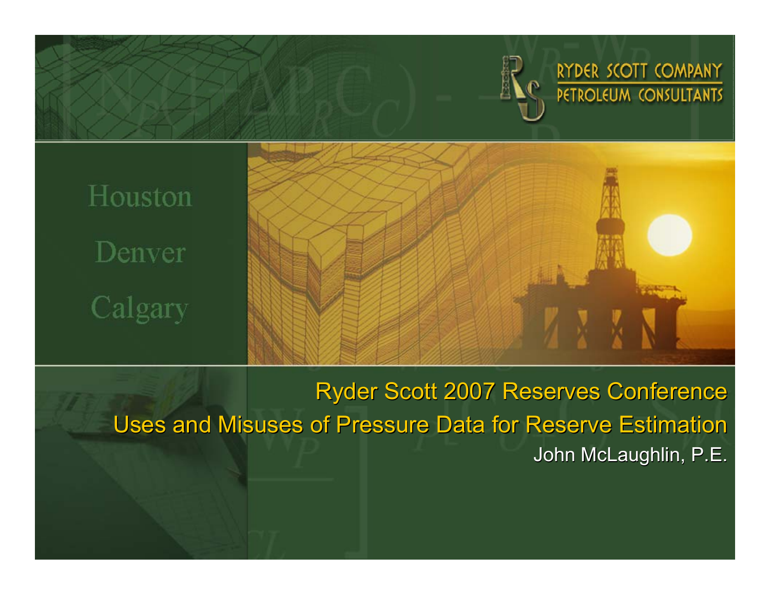RYDER SCOTT COMPANY
PETROLEUM CONSULTANTS

Houston

Denver

Calgary

# Ryder Scott 2007 Reserves Conference

## Uses and Misuses of Pressure Data for Reserve Estimation

John McLaughlin, P.E.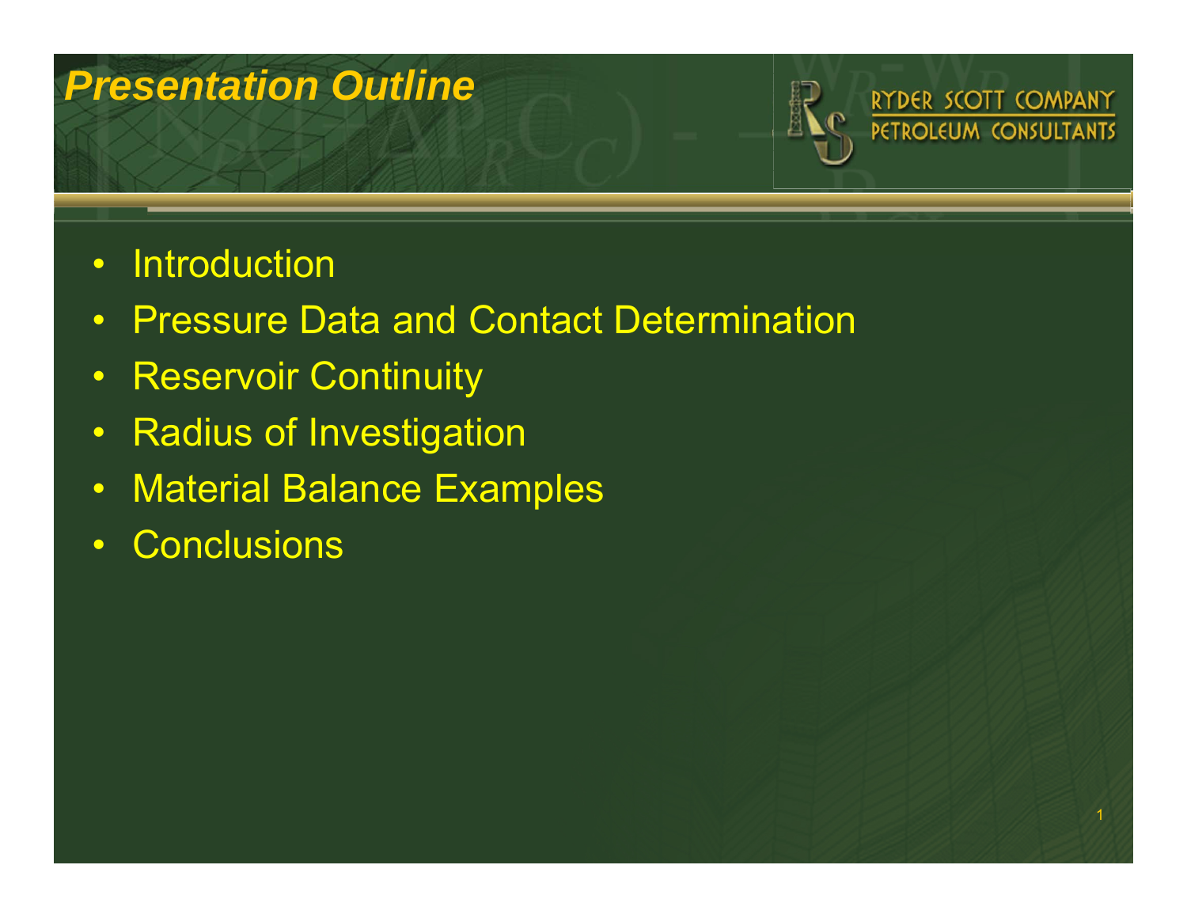# *Presentation Outline*

RYDER SCOTT COMPANY
PETROLEUM CONSULTANTS

- Introduction
- Pressure Data and Contact Determination
- Reservoir Continuity
- Radius of Investigation
- Material Balance Examples
- Conclusions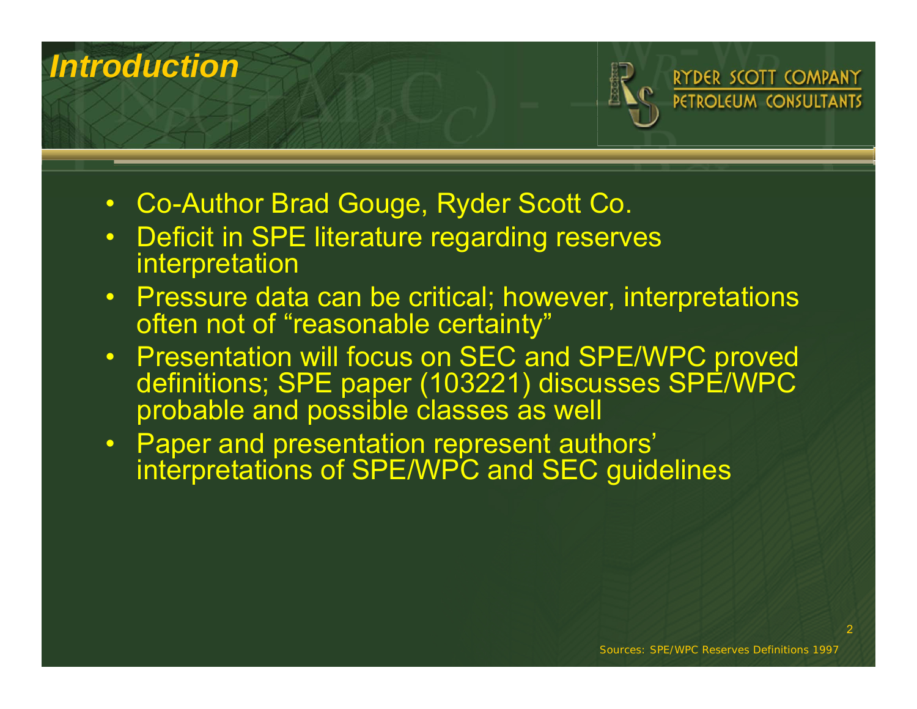# *Introduction*

RYDER SCOTT COMPANY
PETROLEUM CONSULTANTS

- Co-Author Brad Gouge, Ryder Scott Co.
- Deficit in SPE literature regarding reserves interpretation
- Pressure data can be critical; however, interpretations often not of "reasonable certainty"
- Presentation will focus on SEC and SPE/WPC proved definitions; SPE paper (103221) discusses SPE/WPC probable and possible classes as well
- Paper and presentation represent authors' interpretations of SPE/WPC and SEC guidelines

Sources: SPE/WPC Reserves Definitions 1997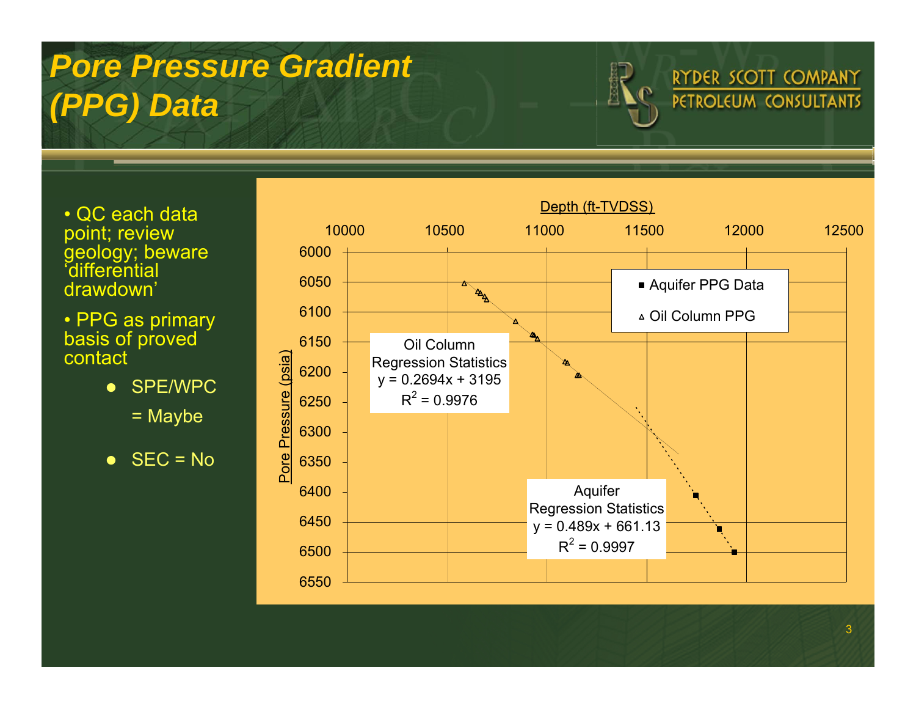# Pore Pressure Gradient (PPG) Data

- QC each data point; review geology; beware 'differential drawdown'
- PPG as primary basis of proved contact
  - SPE/WPC = Maybe
  - SEC = No

Depth (ft-TVDSS)

Pore Pressure (psia)

- Aquifer PPG Data
- Oil Column PPG

Oil Column Regression Statistics
$y = 0.2694x + 3195$
$R^2 = 0.9976$

Aquifer Regression Statistics
$y = 0.489x + 661.13$
$R^2 = 0.9997$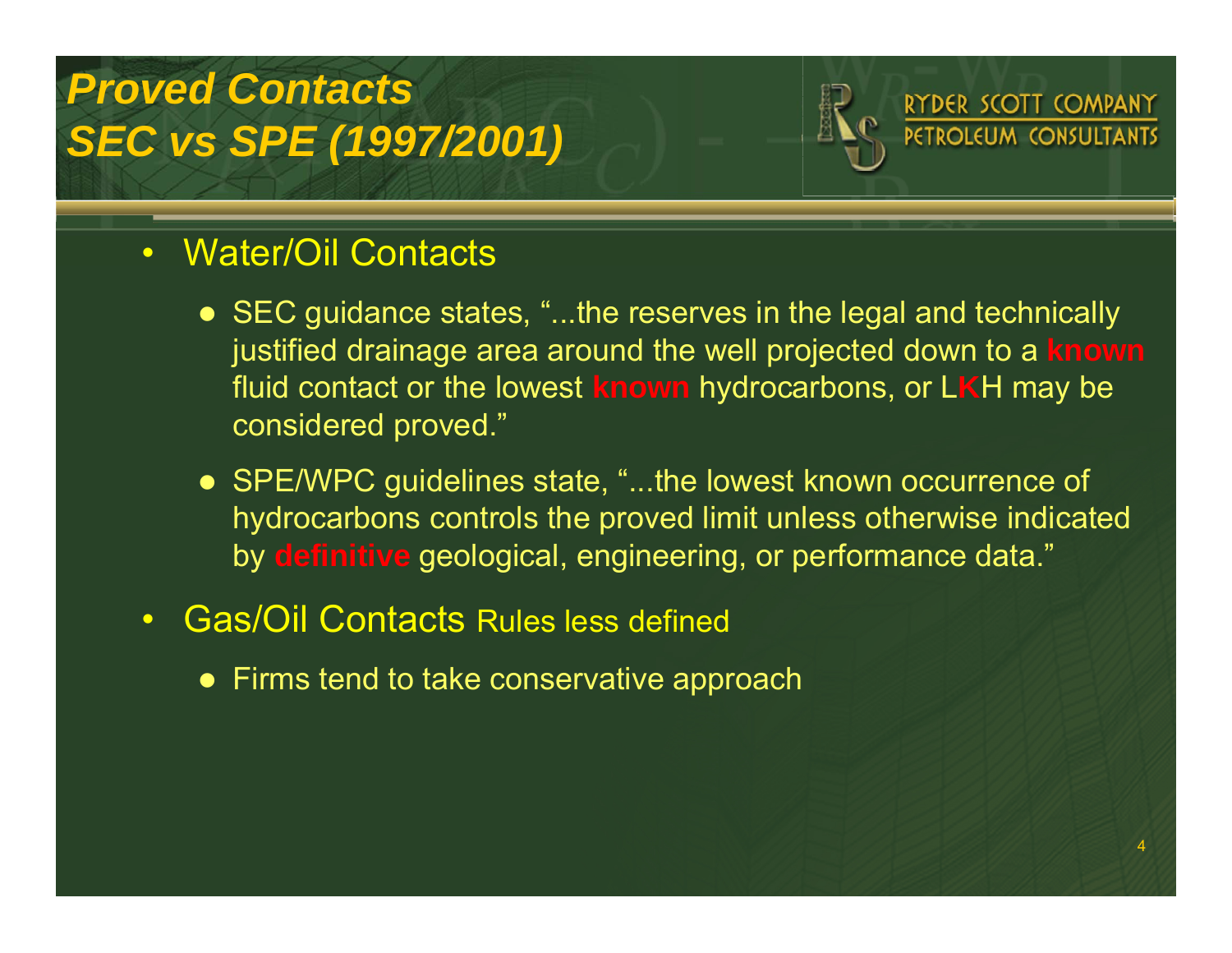# *Proved Contacts SEC vs SPE (1997/2001)*

RYDER SCOTT COMPANY
PETROLEUM CONSULTANTS

- Water/Oil Contacts
  - SEC guidance states, "...the reserves in the legal and technically justified drainage area around the well projected down to a **known** fluid contact or the lowest **known** hydrocarbons, or L**K**H may be considered proved."
  - SPE/WPC guidelines state, "...the lowest known occurrence of hydrocarbons controls the proved limit unless otherwise indicated by **definitive** geological, engineering, or performance data."
- Gas/Oil Contacts Rules less defined
  - Firms tend to take conservative approach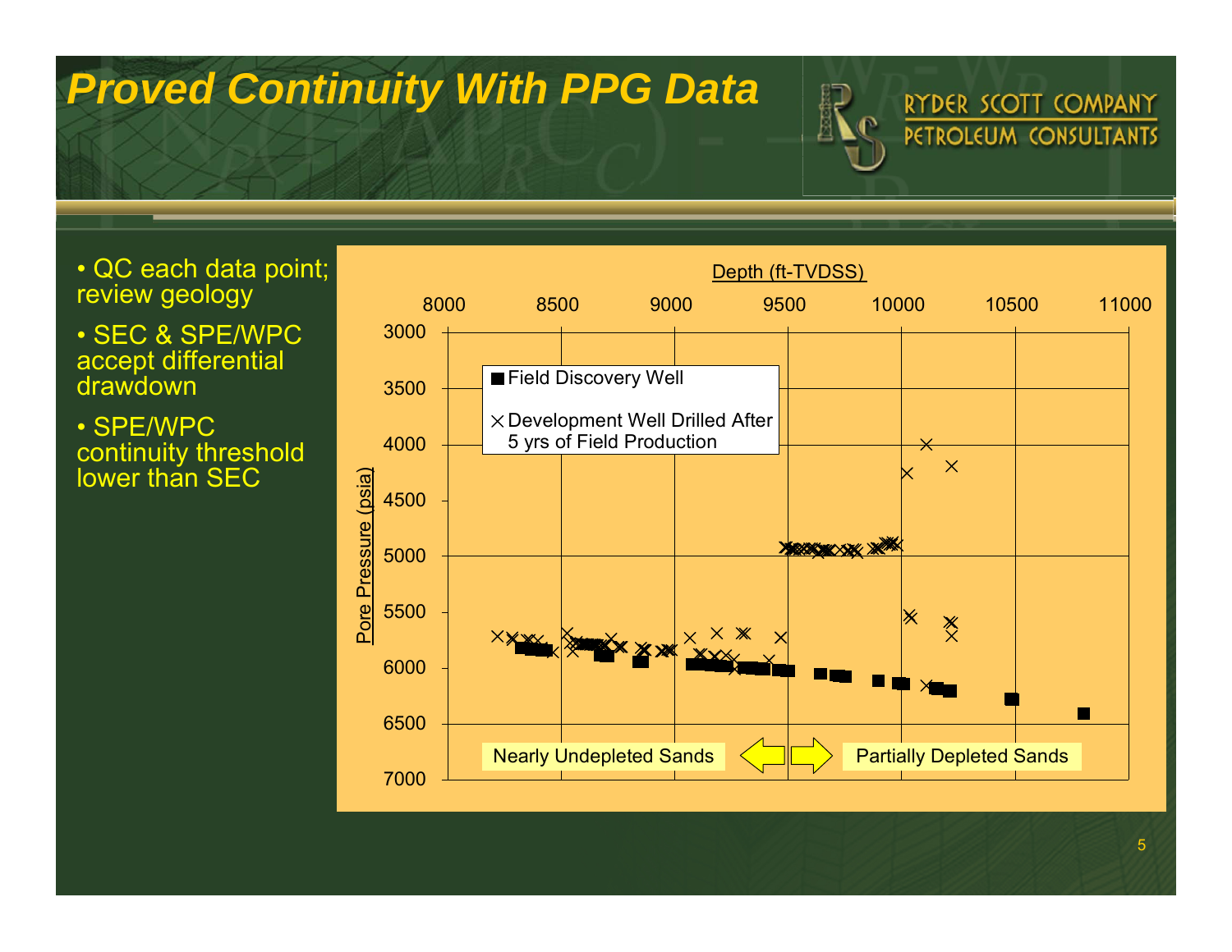# Proved Continuity With PPG Data

- QC each data point; review geology
- SEC & SPE/WPC accept differential drawdown
- SPE/WPC continuity threshold lower than SEC

Depth (ft-TVDSS)

8000 8500 9000 9500 10000 10500 11000

Pore Pressure (psia)

3000 3500 4000 4500 5000 5500 6000 6500 7000

■ Field Discovery Well

× Development Well Drilled After 5 yrs of Field Production

Nearly Undepleted Sands

Partially Depleted Sands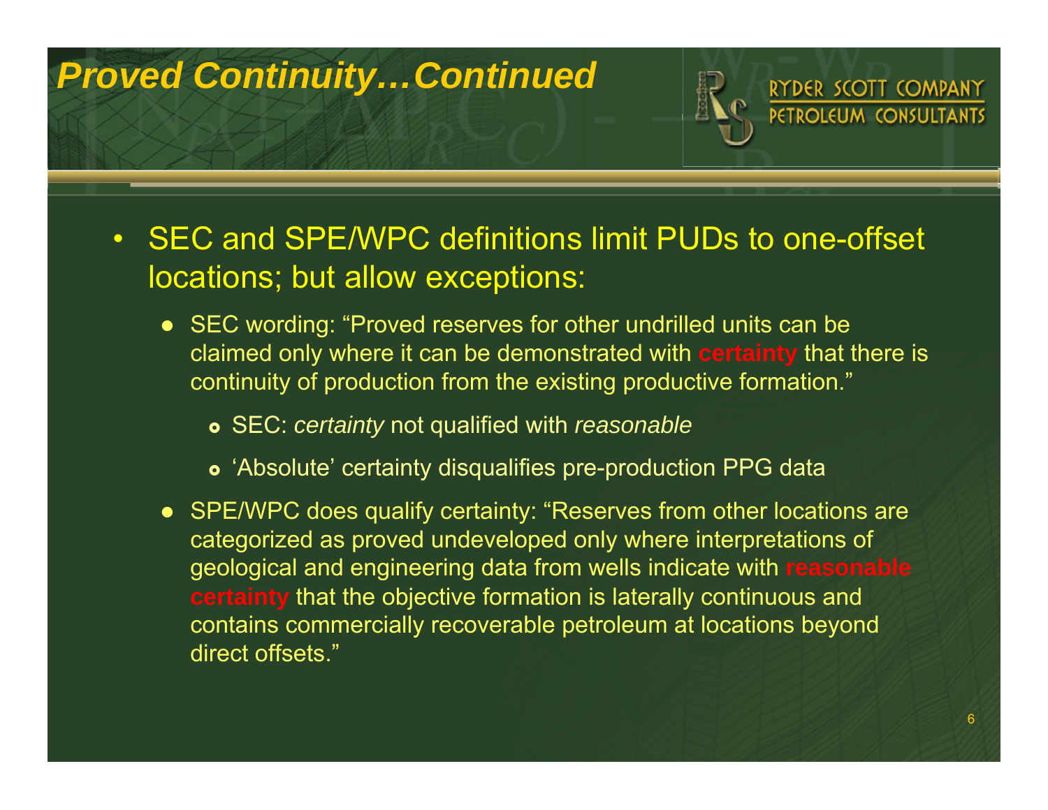# Proved Continuity…Continued

- SEC and SPE/WPC definitions limit PUDs to one-offset locations; but allow exceptions:
  - SEC wording: "Proved reserves for other undrilled units can be claimed only where it can be demonstrated with **certainty** that there is continuity of production from the existing productive formation."
    - SEC: *certainty* not qualified with *reasonable*
    - 'Absolute' certainty disqualifies pre-production PPG data
  - SPE/WPC does qualify certainty: "Reserves from other locations are categorized as proved undeveloped only where interpretations of geological and engineering data from wells indicate with **reasonable certainty** that the objective formation is laterally continuous and contains commercially recoverable petroleum at locations beyond direct offsets."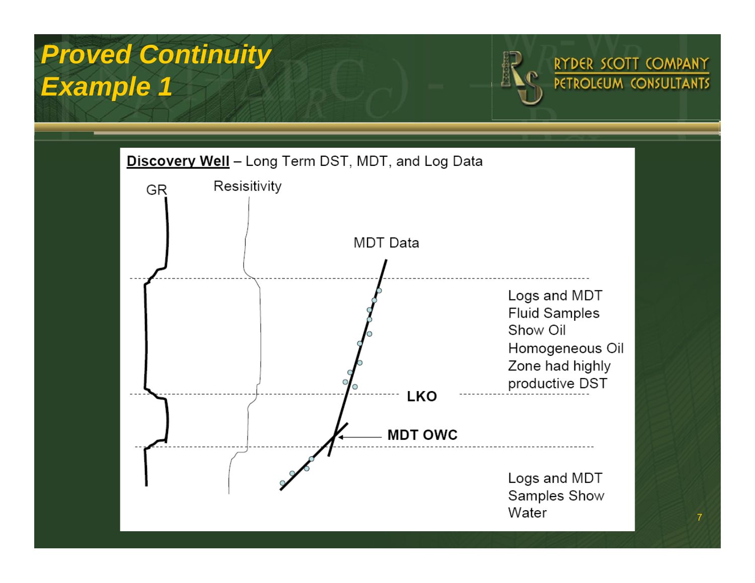# Proved Continuity Example 1

**Discovery Well** – Long Term DST, MDT, and Log Data

GR

Resisitivity

MDT Data

Logs and MDT Fluid Samples Show Oil Homogeneous Oil Zone had highly productive DST

**LKO**

**MDT OWC**

Logs and MDT Samples Show Water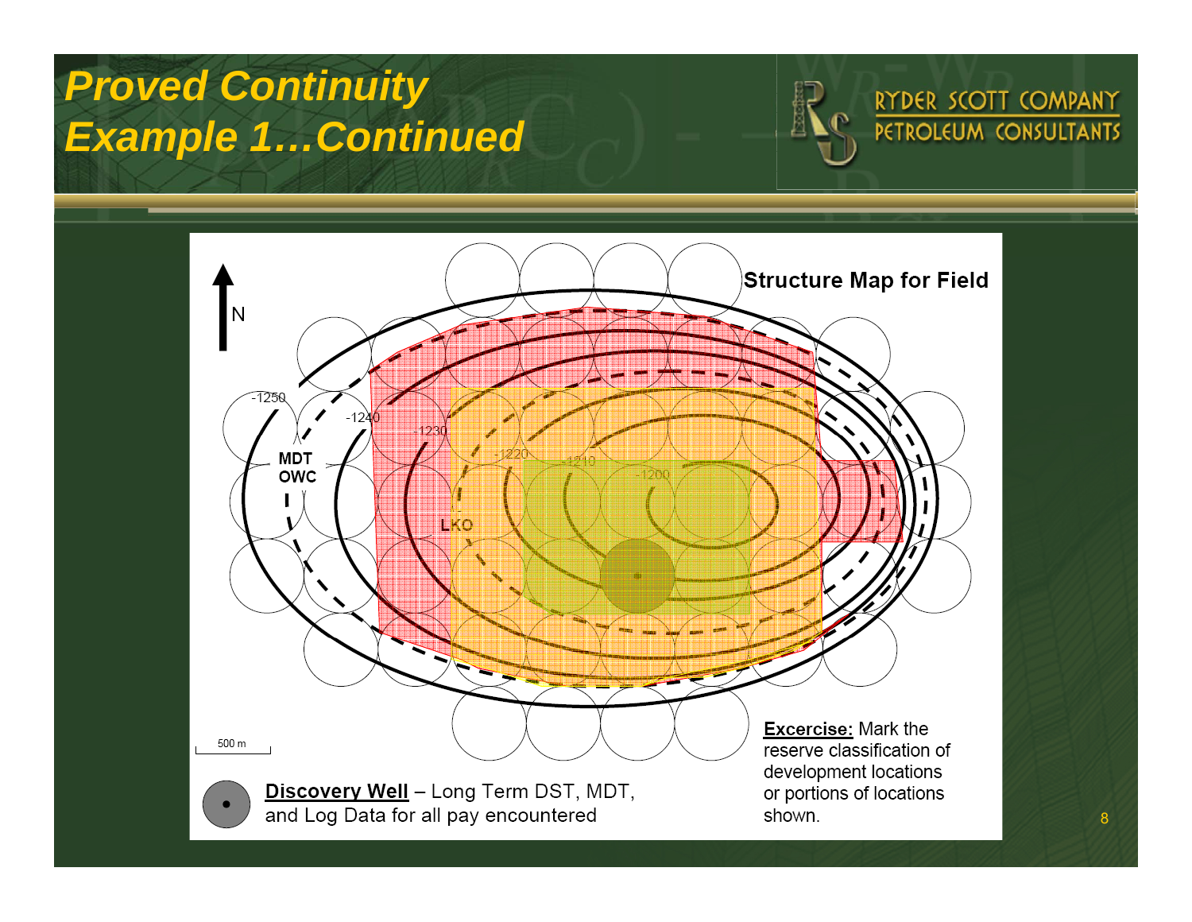# Proved Continuity
# Example 1…Continued

Structure Map for Field

N

-1250

-1240

-1230

-1220

-1210

-1200

MDT OWC

LKO

500 m

**Discovery Well** – Long Term DST, MDT, and Log Data for all pay encountered

**Excercise:** Mark the reserve classification of development locations or portions of locations shown.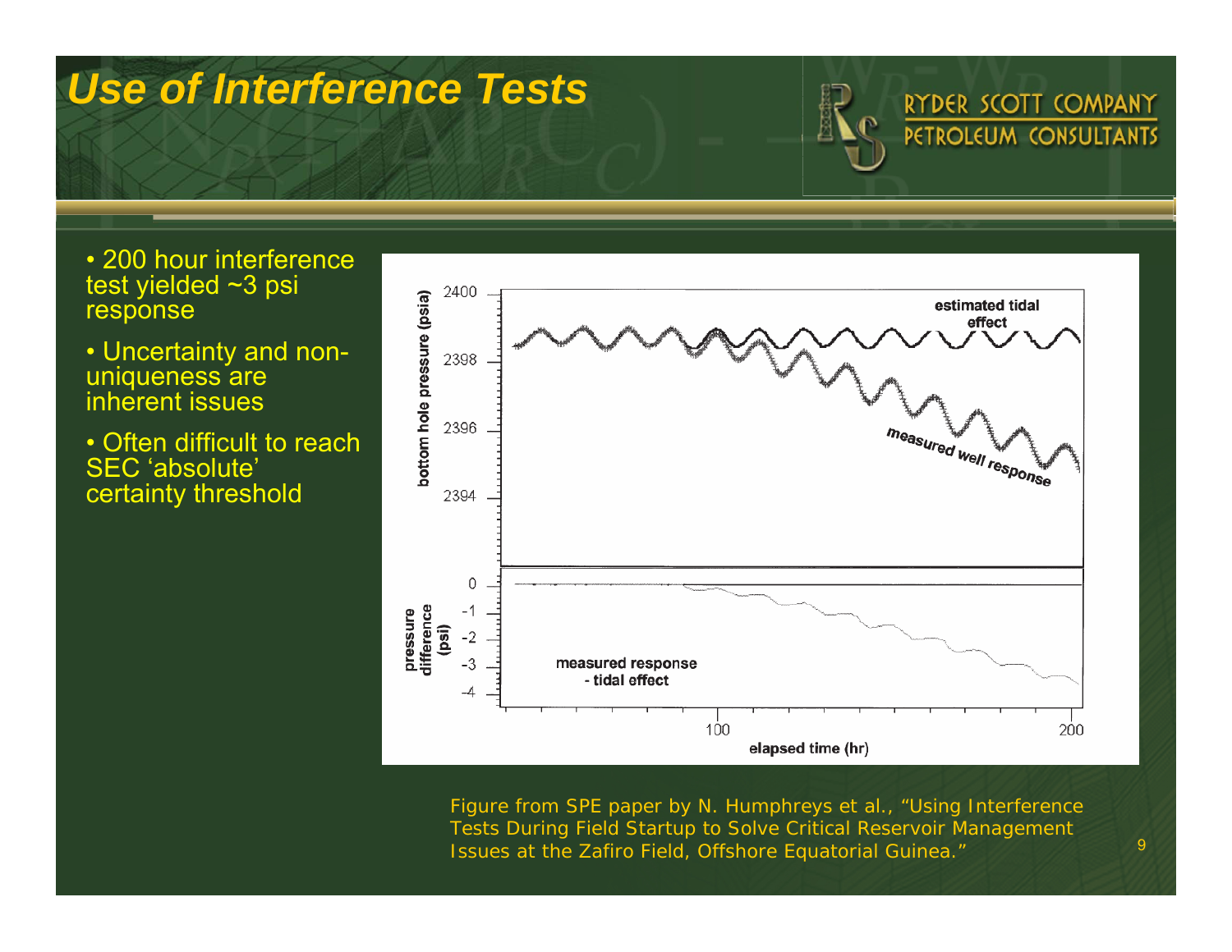# Use of Interference Tests

- 200 hour interference test yielded ~3 psi response
- Uncertainty and non-uniqueness are inherent issues
- Often difficult to reach SEC 'absolute' certainty threshold

Figure from SPE paper by N. Humphreys et al., "Using Interference Tests During Field Startup to Solve Critical Reservoir Management Issues at the Zafiro Field, Offshore Equatorial Guinea."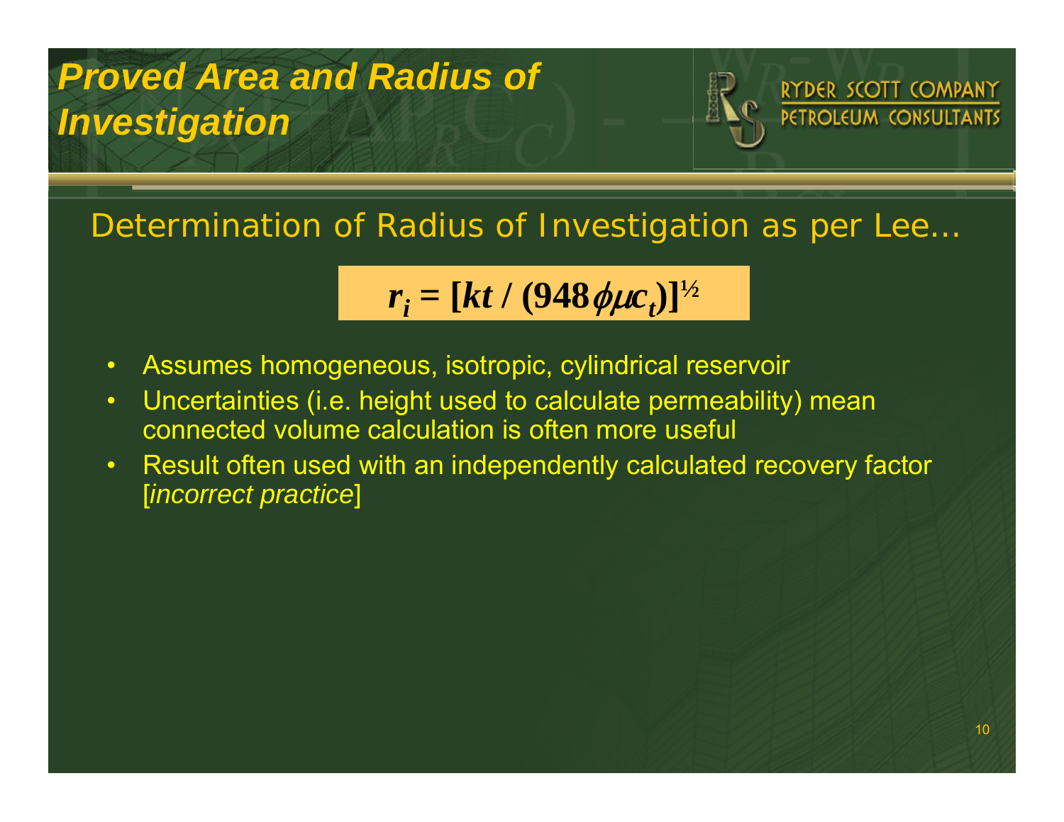# Proved Area and Radius of Investigation

## Determination of Radius of Investigation as per Lee…

$$r_i = [kt / (948\phi\mu c_t)]^{1/2}$$

- Assumes homogeneous, isotropic, cylindrical reservoir
- Uncertainties (i.e. height used to calculate permeability) mean connected volume calculation is often more useful
- Result often used with an independently calculated recovery factor [*incorrect practice*]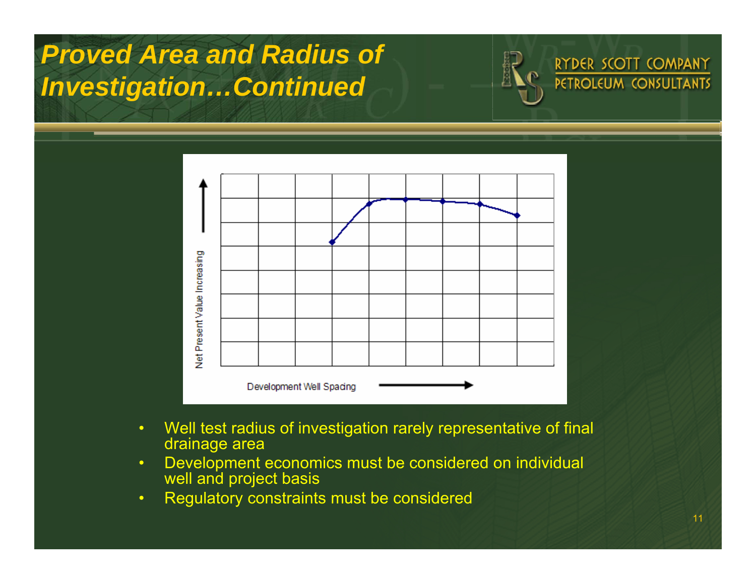# Proved Area and Radius of Investigation…Continued

- Well test radius of investigation rarely representative of final drainage area
- Development economics must be considered on individual well and project basis
- Regulatory constraints must be considered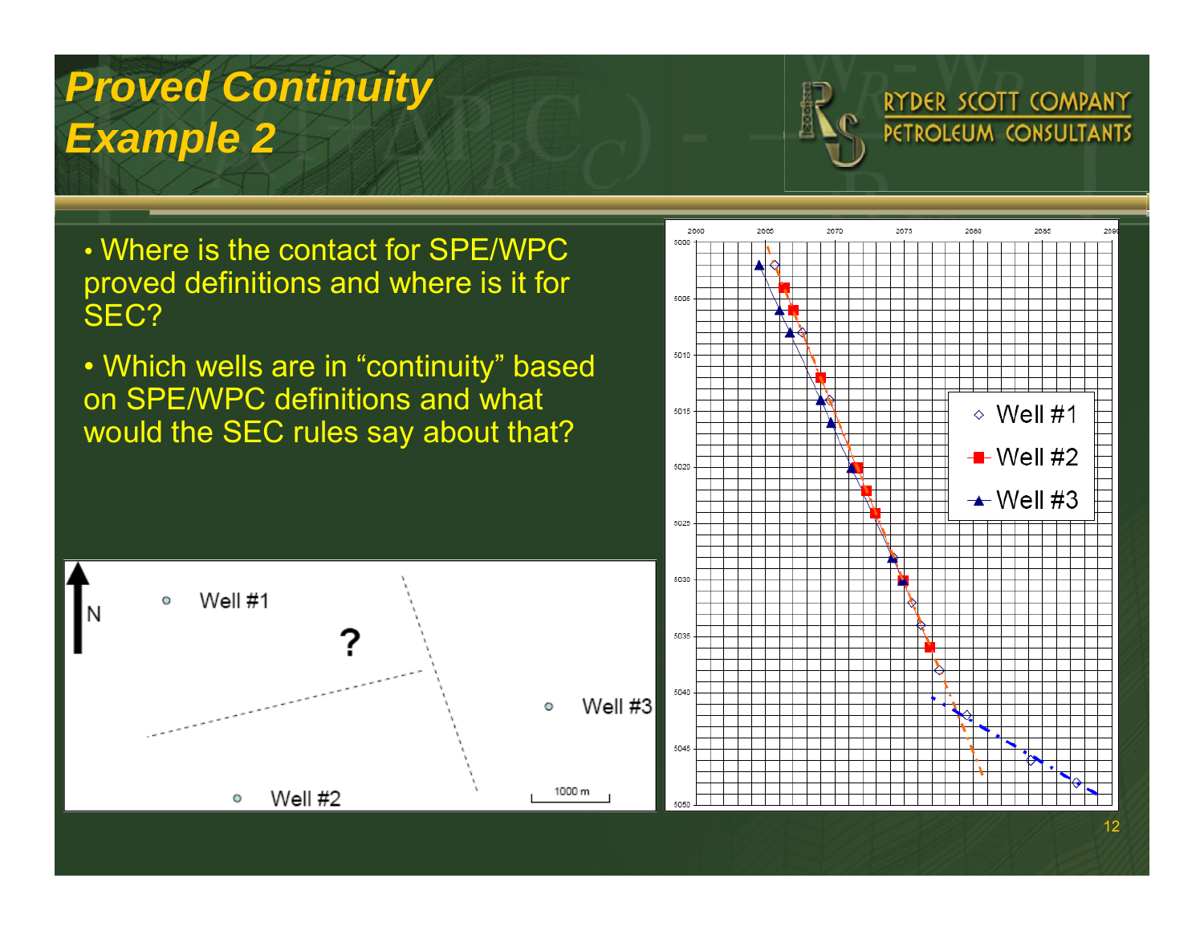# *Proved Continuity Example 2*

RYDER SCOTT COMPANY
PETROLEUM CONSULTANTS

- Where is the contact for SPE/WPC proved definitions and where is it for SEC?
- Which wells are in "continuity" based on SPE/WPC definitions and what would the SEC rules say about that?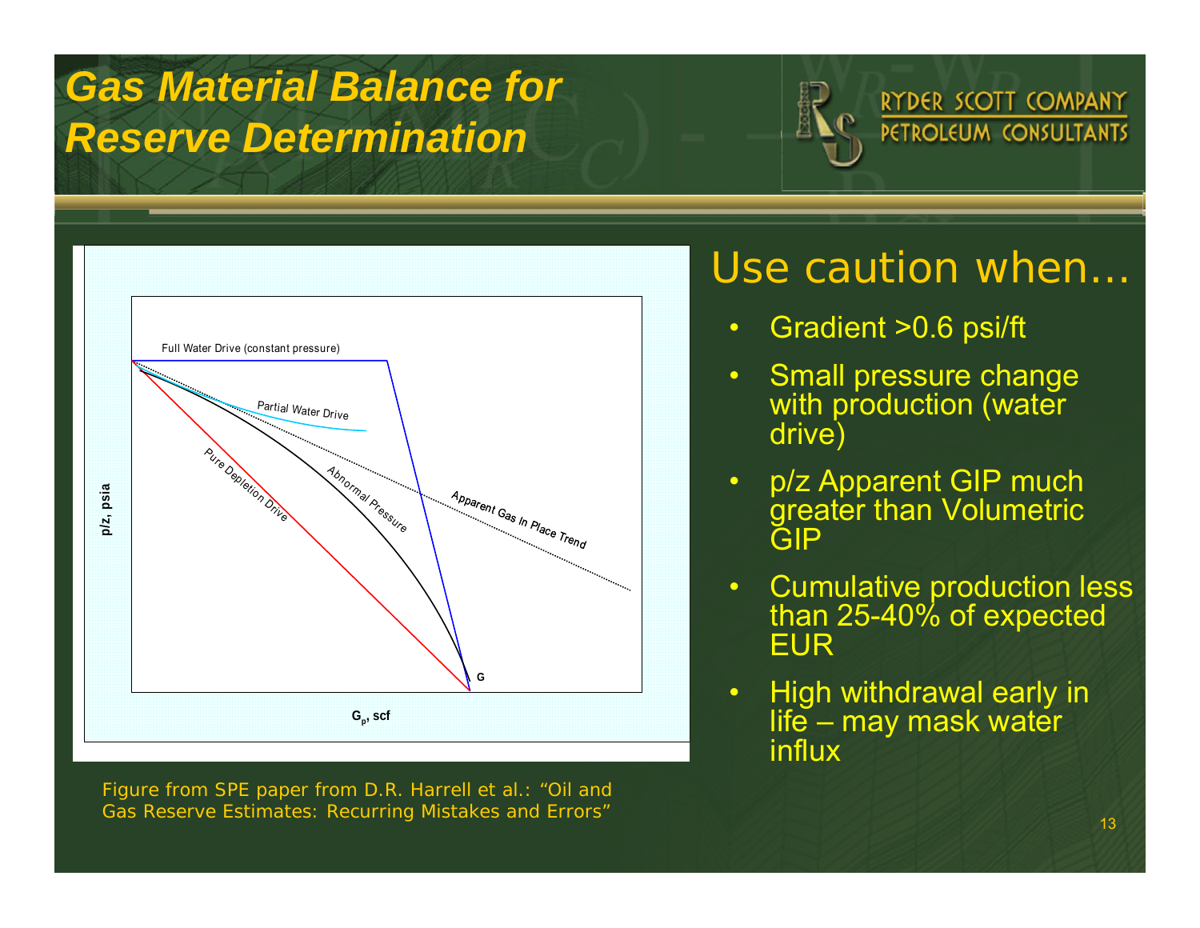# Gas Material Balance for Reserve Determination

Full Water Drive (constant pressure)

Partial Water Drive

Pure Depletion Drive

Abnormal Pressure

Apparent Gas In Place Trend

p/z, psia

$G_p$, scf

G

Figure from SPE paper from D.R. Harrell et al.: "Oil and Gas Reserve Estimates: Recurring Mistakes and Errors"

## Use caution when…

- Gradient >0.6 psi/ft
- Small pressure change with production (water drive)
- p/z Apparent GIP much greater than Volumetric GIP
- Cumulative production less than 25-40% of expected EUR
- High withdrawal early in life – may mask water influx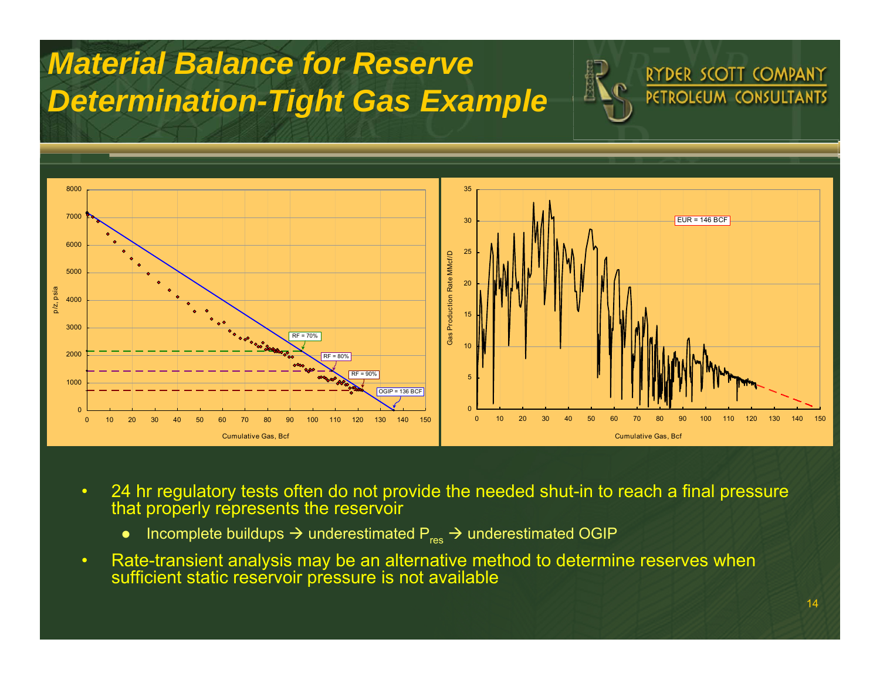# Material Balance for Reserve Determination-Tight Gas Example

- 24 hr regulatory tests often do not provide the needed shut-in to reach a final pressure that properly represents the reservoir
  - Incomplete buildups → underestimated $P_{res}$ → underestimated OGIP
- Rate-transient analysis may be an alternative method to determine reserves when sufficient static reservoir pressure is not available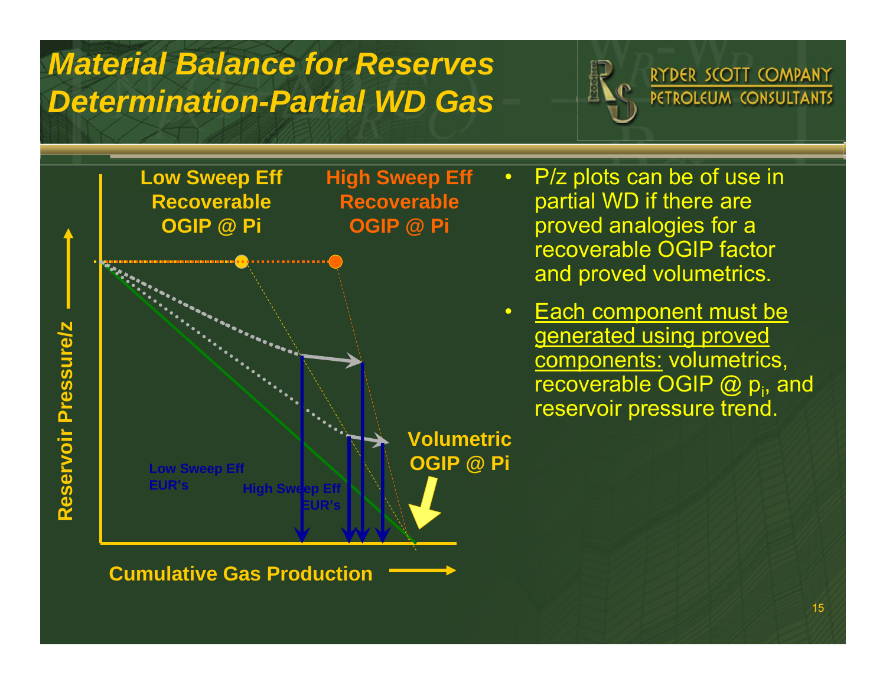# Material Balance for Reserves Determination-Partial WD Gas

Low Sweep Eff Recoverable OGIP @ Pi

High Sweep Eff Recoverable OGIP @ Pi

Volumetric OGIP @ Pi

Low Sweep Eff EUR's

High Sweep Eff EUR's

Reservoir Pressure/z

Cumulative Gas Production

- P/z plots can be of use in partial WD if there are proved analogies for a recoverable OGIP factor and proved volumetrics.
- Each component must be generated using proved components: volumetrics, recoverable OGIP @ $p_i$, and reservoir pressure trend.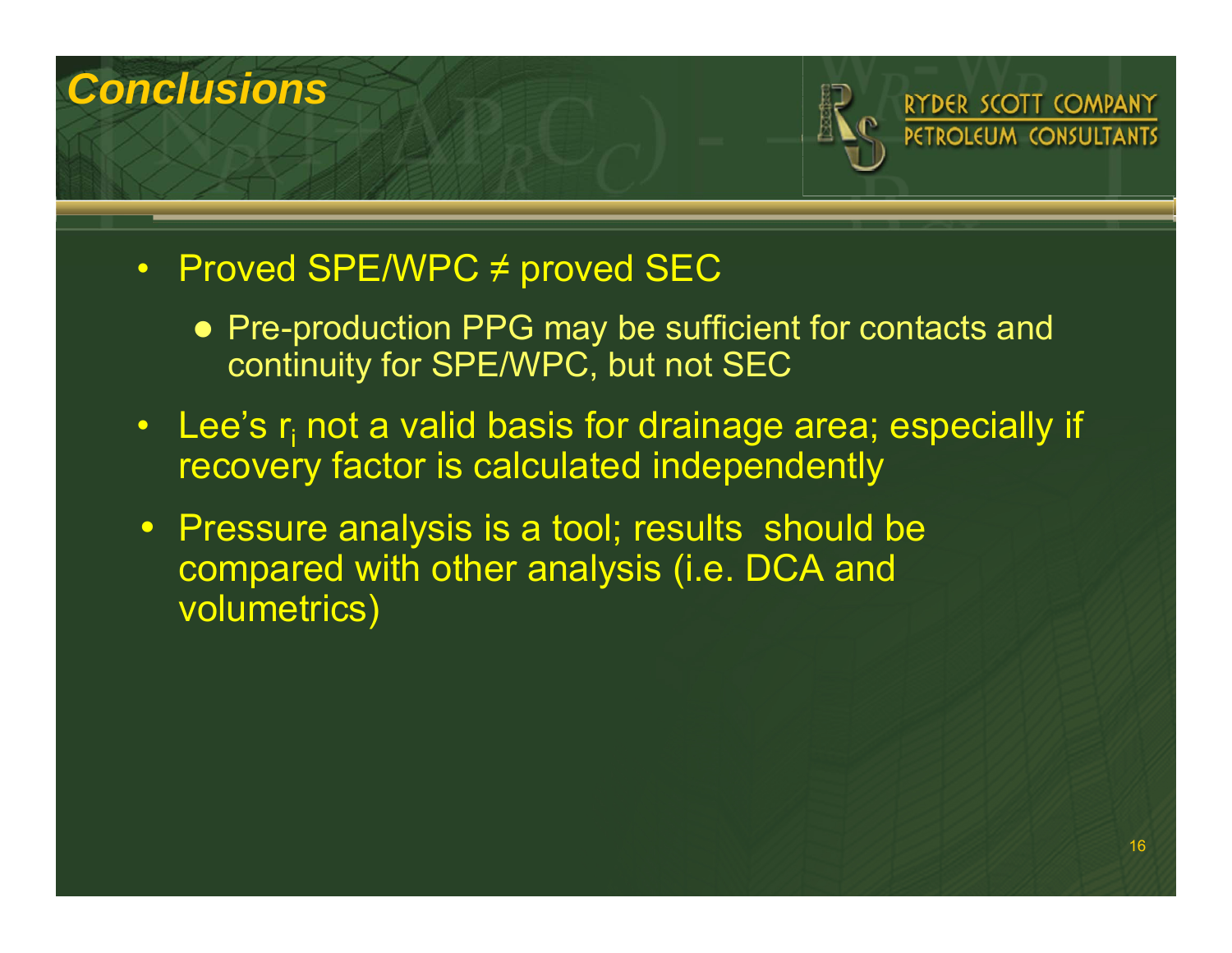# Conclusions

- Proved SPE/WPC ≠ proved SEC
  - Pre-production PPG may be sufficient for contacts and continuity for SPE/WPC, but not SEC
- Lee's $r_i$ not a valid basis for drainage area; especially if recovery factor is calculated independently
- Pressure analysis is a tool; results should be compared with other analysis (i.e. DCA and volumetrics)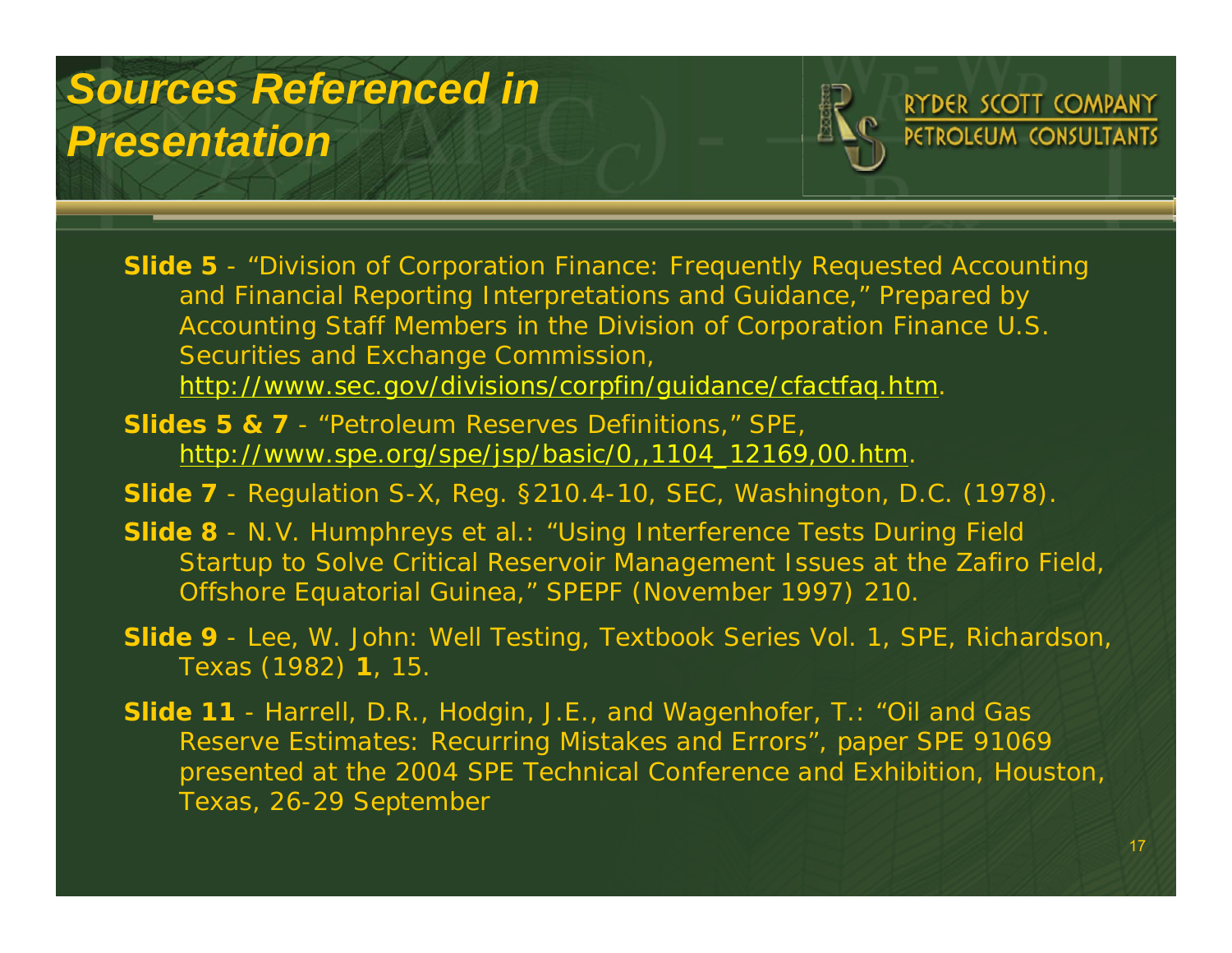# Sources Referenced in Presentation

RYDER SCOTT COMPANY
PETROLEUM CONSULTANTS

**Slide 5** - "Division of Corporation Finance: Frequently Requested Accounting and Financial Reporting Interpretations and Guidance," Prepared by Accounting Staff Members in the Division of Corporation Finance U.S. Securities and Exchange Commission, http://www.sec.gov/divisions/corpfin/guidance/cfactfaq.htm.

**Slides 5 & 7** - "Petroleum Reserves Definitions," SPE, http://www.spe.org/spe/jsp/basic/0,,1104_12169,00.htm.

**Slide 7** - Regulation S-X, Reg. §210.4-10, SEC, Washington, D.C. (1978).

**Slide 8** - N.V. Humphreys et al.: "Using Interference Tests During Field Startup to Solve Critical Reservoir Management Issues at the Zafiro Field, Offshore Equatorial Guinea," SPEPF (November 1997) 210.

**Slide 9** - Lee, W. John: Well Testing, Textbook Series Vol. 1, SPE, Richardson, Texas (1982) **1**, 15.

**Slide 11** - Harrell, D.R., Hodgin, J.E., and Wagenhofer, T.: "Oil and Gas Reserve Estimates: Recurring Mistakes and Errors", paper SPE 91069 presented at the 2004 SPE Technical Conference and Exhibition, Houston, Texas, 26-29 September